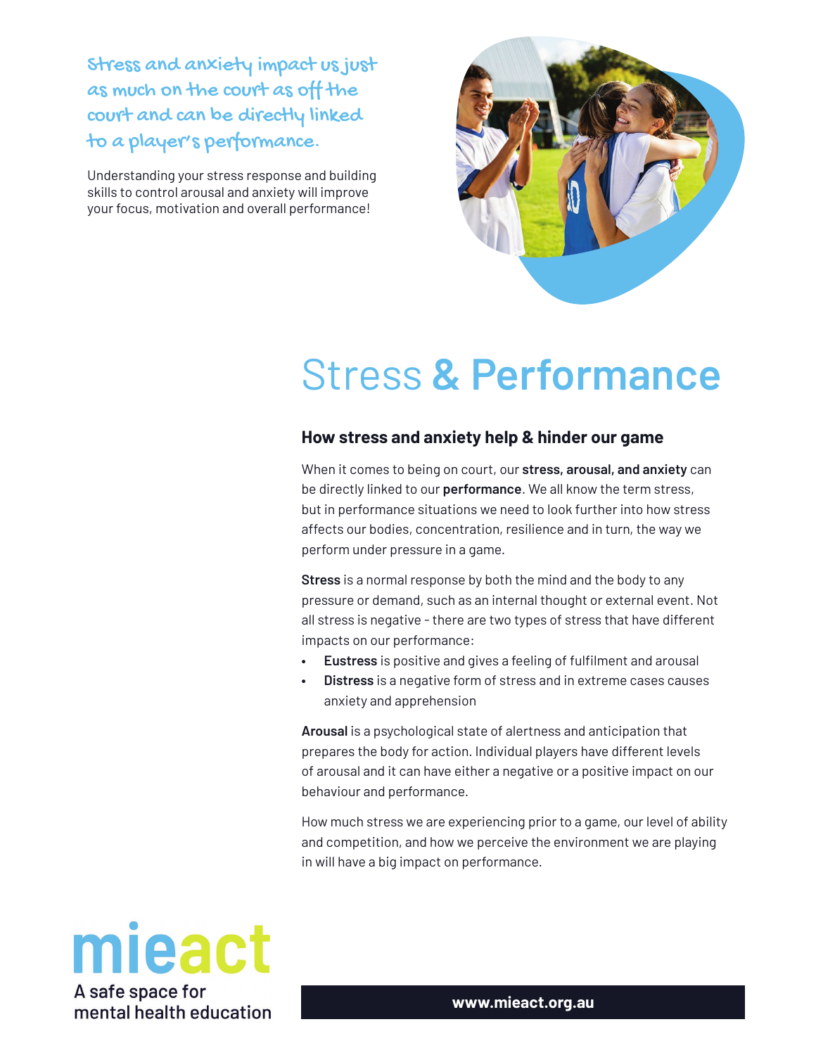**Stress and anxiety impact us just as much on the court as off the court and can be directly linked to a player's performance.**

Understanding your stress response and building skills to control arousal and anxiety will improve your focus, motivation and overall performance!

# Stress **& Performance**

## How stress and anxiety help & hinder our game

When it comes to being on court, our **stress, arousal, and anxiety** can be directly linked to our **performance**. We all know the term stress, but in performance situations we need to look further into how stress affects our bodies, concentration, resilience and in turn, the way we perform under pressure in a game.

**Stress** is a normal response by both the mind and the body to any pressure or demand, such as an internal thought or external event. Not all stress is negative - there are two types of stress that have different impacts on our performance:

- **Eustress** is positive and gives a feeling of fulfilment and arousal
- **Distress** is a negative form of stress and in extreme cases causes anxiety and apprehension

**Arousal** is a psychological state of alertness and anticipation that prepares the body for action. Individual players have different levels of arousal and it can have either a negative or a positive impact on our behaviour and performance.

How much stress we are experiencing prior to a game, our level of ability and competition, and how we perceive the environment we are playing in will have a big impact on performance.

mieact
A safe space for mental health education

**www.mieact.org.au**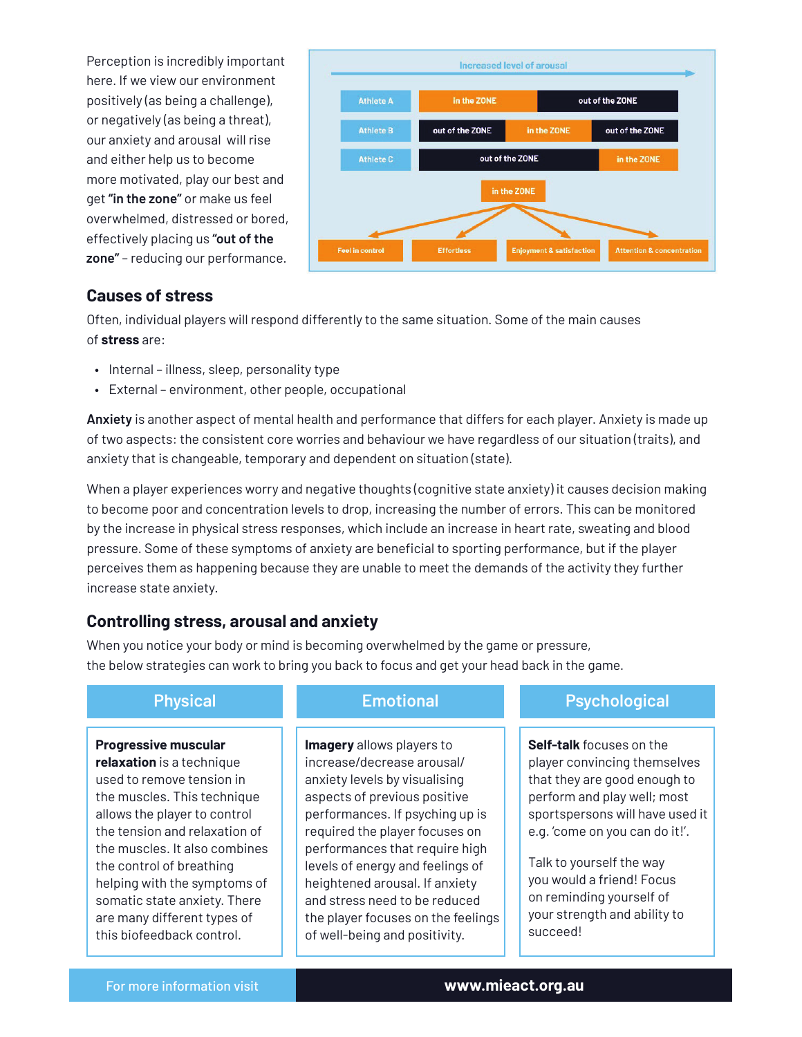Perception is incredibly important here. If we view our environment positively (as being a challenge), or negatively (as being a threat), our anxiety and arousal will rise and either help us to become more motivated, play our best and get **"in the zone"** or make us feel overwhelmed, distressed or bored, effectively placing us **"out of the zone"** – reducing our performance.

Increased level of arousal

Athlete A
in the ZONE
out of the ZONE

Athlete B
out of the ZONE
in the ZONE
out of the ZONE

Athlete C
out of the ZONE
in the ZONE

in the ZONE

Feel in control
Effortless
Enjoyment & satisfaction
Attention & concentration

## Causes of stress

Often, individual players will respond differently to the same situation. Some of the main causes of **stress** are:

- Internal – illness, sleep, personality type
- External – environment, other people, occupational

**Anxiety** is another aspect of mental health and performance that differs for each player. Anxiety is made up of two aspects: the consistent core worries and behaviour we have regardless of our situation (traits), and anxiety that is changeable, temporary and dependent on situation (state).

When a player experiences worry and negative thoughts (cognitive state anxiety) it causes decision making to become poor and concentration levels to drop, increasing the number of errors. This can be monitored by the increase in physical stress responses, which include an increase in heart rate, sweating and blood pressure. Some of these symptoms of anxiety are beneficial to sporting performance, but if the player perceives them as happening because they are unable to meet the demands of the activity they further increase state anxiety.

## Controlling stress, arousal and anxiety

When you notice your body or mind is becoming overwhelmed by the game or pressure, the below strategies can work to bring you back to focus and get your head back in the game.

| Physical | Emotional | Psychological |
| --- | --- | --- |
| **Progressive muscular relaxation** is a technique used to remove tension in the muscles. This technique allows the player to control the tension and relaxation of the muscles. It also combines the control of breathing helping with the symptoms of somatic state anxiety. There are many different types of this biofeedback control. | **Imagery** allows players to increase/decrease arousal/anxiety levels by visualising aspects of previous positive performances. If psyching up is required the player focuses on performances that require high levels of energy and feelings of heightened arousal. If anxiety and stress need to be reduced the player focuses on the feelings of well-being and positivity. | **Self-talk** focuses on the player convincing themselves that they are good enough to perform and play well; most sportspersons will have used it e.g. 'come on you can do it!'. Talk to yourself the way you would a friend! Focus on reminding yourself of your strength and ability to succeed! |

For more information visit **www.mieact.org.au**